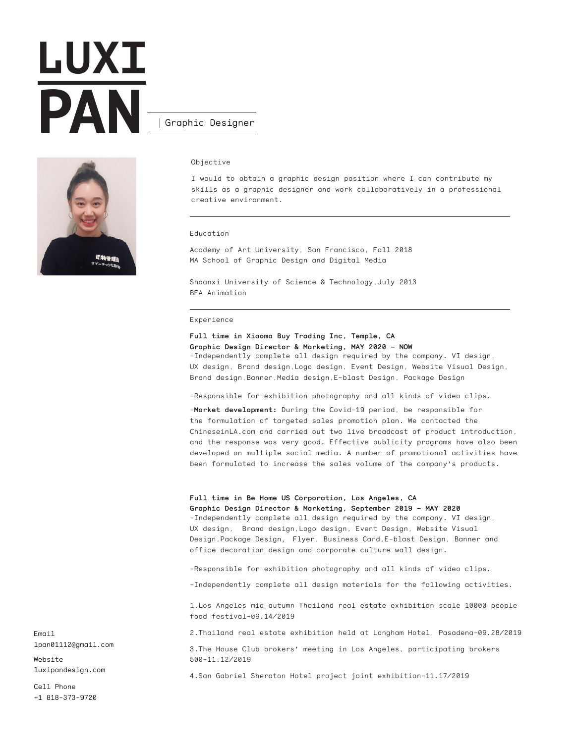# LUXI PAN

| Graphic Designer

## Objective

I would to obtain a graphic design position where I can contribute my skills as a graphic designer and work collaboratively in a professional creative environment.

## Education

Academy of Art University, San Francisco, Fall 2018
MA School of Graphic Design and Digital Media

Shaanxi University of Science & Technology,July 2013
BFA Animation

## Experience

**Full time in Xiaoma Buy Trading Inc, Temple, CA**
**Graphic Design Director & Marketing, MAY 2020 - NOW**
-Independently complete all design required by the company. VI design, UX design, Brand design,Logo design, Event Design, Website Visual Design, Brand design,Banner,Media design,E-blast Design, Package Design

-Responsible for exhibition photography and all kinds of video clips.

-**Market development:** During the Covid-19 period, be responsible for the formulation of targeted sales promotion plan. We contacted the ChineseinLA.com and carried out two live broadcast of product introduction, and the response was very good. Effective publicity programs have also been developed on multiple social media. A number of promotional activities have been formulated to increase the sales volume of the company's products.

**Full time in Be Home US Corporation, Los Angeles, CA**
**Graphic Design Director & Marketing, September 2019 - MAY 2020**
-Independently complete all design required by the company. VI design, UX design, Brand design,Logo design, Event Design, Website Visual Design,Package Design, Flyer, Business Card,E-blast Design, Banner and office decoration design and corporate culture wall design.

-Responsible for exhibition photography and all kinds of video clips.

-Independently complete all design materials for the following activities.

1.Los Angeles mid autumn Thailand real estate exhibition scale 10000 people food festival-09.14/2019

2.Thailand real estate exhibition held at Langham Hotel, Pasadena-09.28/2019

3.The House Club brokers' meeting in Los Angeles, participating brokers 500-11.12/2019

4.San Gabriel Sheraton Hotel project joint exhibition-11.17/2019

Email
lpan01112@gmail.com

Website
luxipandesign.com

Cell Phone
+1 818-373-9720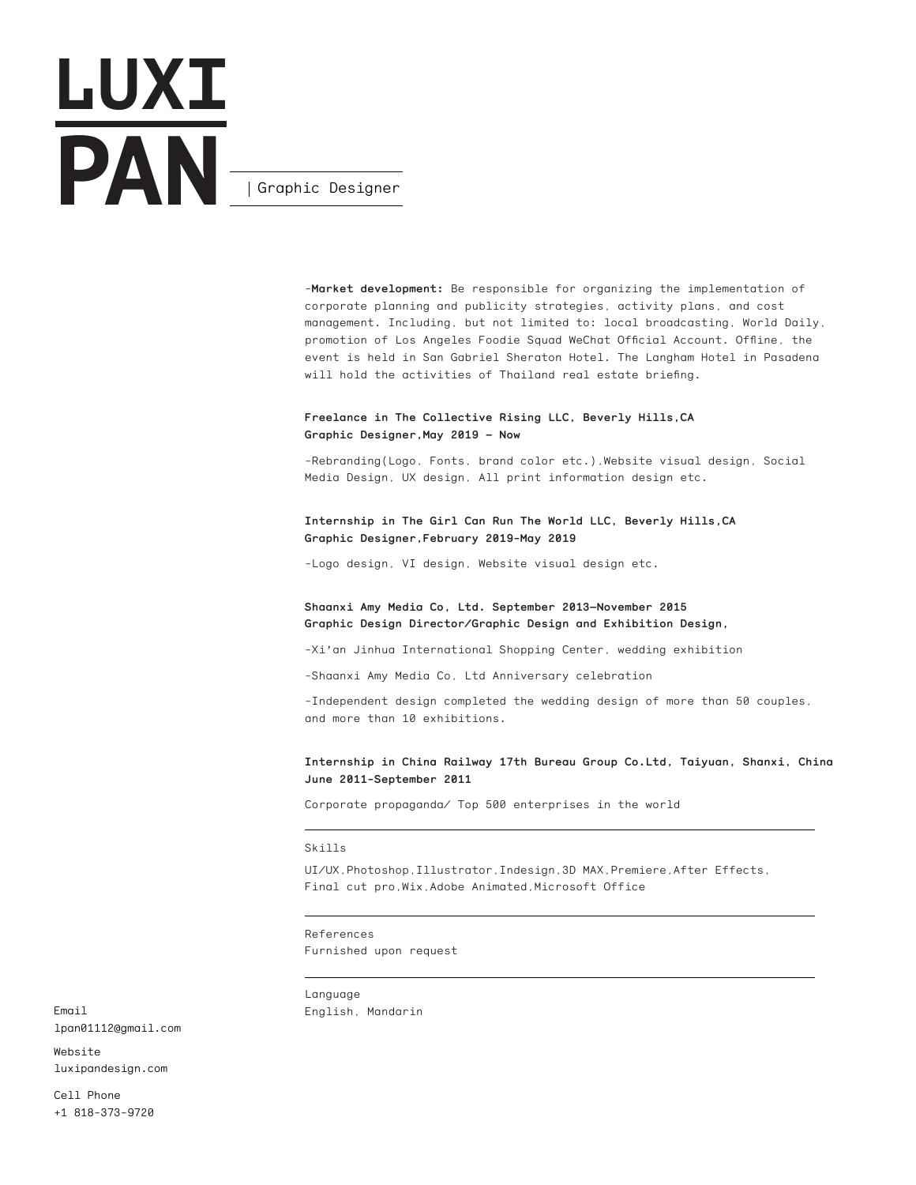# LUXI PAN

| Graphic Designer

-**Market development:** Be responsible for organizing the implementation of corporate planning and publicity strategies, activity plans, and cost management. Including, but not limited to: local broadcasting, World Daily, promotion of Los Angeles Foodie Squad WeChat Official Account. Offline, the event is held in San Gabriel Sheraton Hotel. The Langham Hotel in Pasadena will hold the activities of Thailand real estate briefing.

**Freelance in The Collective Rising LLC, Beverly Hills,CA**
**Graphic Designer,May 2019 - Now**

-Rebranding(Logo, Fonts, brand color etc.),Website visual design, Social Media Design, UX design, All print information design etc.

**Internship in The Girl Can Run The World LLC, Beverly Hills,CA**
**Graphic Designer,February 2019-May 2019**

-Logo design, VI design, Website visual design etc.

**Shaanxi Amy Media Co, Ltd. September 2013—November 2015**
**Graphic Design Director/Graphic Design and Exhibition Design,**

-Xi'an Jinhua International Shopping Center, wedding exhibition

-Shaanxi Amy Media Co, Ltd Anniversary celebration

-Independent design completed the wedding design of more than 50 couples, and more than 10 exhibitions.

**Internship in China Railway 17th Bureau Group Co.Ltd, Taiyuan, Shanxi, China**
**June 2011-September 2011**

Corporate propaganda/ Top 500 enterprises in the world

---

Skills

UI/UX,Photoshop,Illustrator,Indesign,3D MAX,Premiere,After Effects, Final cut pro,Wix,Adobe Animated,Microsoft Office

---

References
Furnished upon request

---

Language
English, Mandarin

Email
lpan01112@gmail.com

Website
luxipandesign.com

Cell Phone
+1 818-373-9720